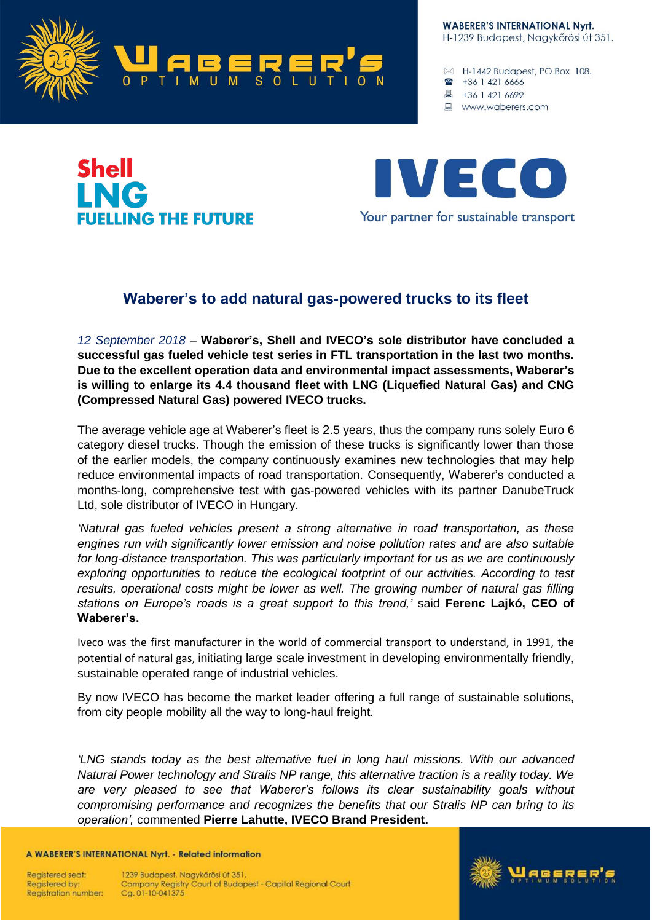WABERER'S INTERNATIONAL Nyrt.
H-1239 Budapest, Nagykőrösi út 351.

H-1442 Budapest, PO Box 108.
+36 1 421 6666
+36 1 421 6699
www.waberers.com

Shell LNG FUELLING THE FUTURE

IVECO Your partner for sustainable transport

# Waberer's to add natural gas-powered trucks to its fleet

*12 September 2018* – **Waberer's, Shell and IVECO's sole distributor have concluded a successful gas fueled vehicle test series in FTL transportation in the last two months. Due to the excellent operation data and environmental impact assessments, Waberer's is willing to enlarge its 4.4 thousand fleet with LNG (Liquefied Natural Gas) and CNG (Compressed Natural Gas) powered IVECO trucks.**

The average vehicle age at Waberer's fleet is 2.5 years, thus the company runs solely Euro 6 category diesel trucks. Though the emission of these trucks is significantly lower than those of the earlier models, the company continuously examines new technologies that may help reduce environmental impacts of road transportation. Consequently, Waberer's conducted a months-long, comprehensive test with gas-powered vehicles with its partner DanubeTruck Ltd, sole distributor of IVECO in Hungary.

*'Natural gas fueled vehicles present a strong alternative in road transportation, as these engines run with significantly lower emission and noise pollution rates and are also suitable for long-distance transportation. This was particularly important for us as we are continuously exploring opportunities to reduce the ecological footprint of our activities. According to test results, operational costs might be lower as well. The growing number of natural gas filling stations on Europe's roads is a great support to this trend,'* said **Ferenc Lajkó, CEO of Waberer's.**

Iveco was the first manufacturer in the world of commercial transport to understand, in 1991, the potential of natural gas, initiating large scale investment in developing environmentally friendly, sustainable operated range of industrial vehicles.

By now IVECO has become the market leader offering a full range of sustainable solutions, from city people mobility all the way to long-haul freight.

*'LNG stands today as the best alternative fuel in long haul missions. With our advanced Natural Power technology and Stralis NP range, this alternative traction is a reality today. We are very pleased to see that Waberer's follows its clear sustainability goals without compromising performance and recognizes the benefits that our Stralis NP can bring to its operation',* commented **Pierre Lahutte, IVECO Brand President.**

A WABERER'S INTERNATIONAL Nyrt. - Related information

Registered seat: 1239 Budapest, Nagykőrösi út 351.
Registered by: Company Registry Court of Budapest - Capital Regional Court
Registration number: Cg. 01-10-041375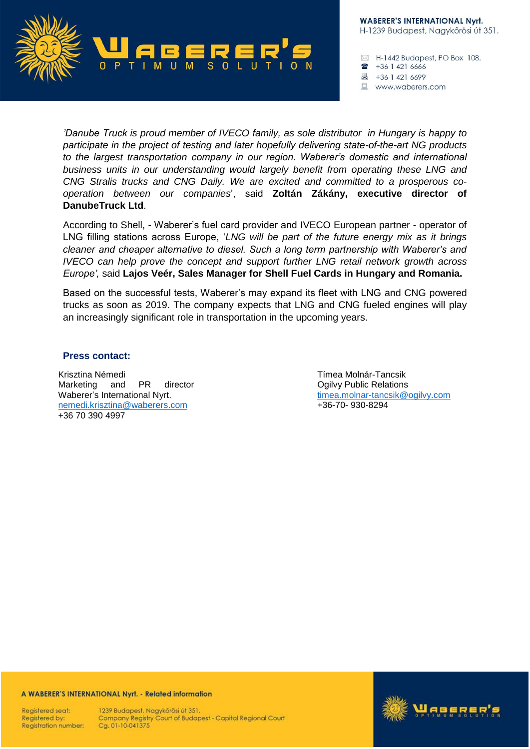*'Danube Truck is proud member of IVECO family, as sole distributor in Hungary is happy to participate in the project of testing and later hopefully delivering state-of-the-art NG products to the largest transportation company in our region. Waberer's domestic and international business units in our understanding would largely benefit from operating these LNG and CNG Stralis trucks and CNG Daily. We are excited and committed to a prosperous co-operation between our companies*', said **Zoltán Zákány, executive director of DanubeTruck Ltd**.

According to Shell, - Waberer's fuel card provider and IVECO European partner - operator of LNG filling stations across Europe, '*LNG will be part of the future energy mix as it brings cleaner and cheaper alternative to diesel. Such a long term partnership with Waberer's and IVECO can help prove the concept and support further LNG retail network growth across Europe',* said **Lajos Veér, Sales Manager for Shell Fuel Cards in Hungary and Romania.**

Based on the successful tests, Waberer's may expand its fleet with LNG and CNG powered trucks as soon as 2019. The company expects that LNG and CNG fueled engines will play an increasingly significant role in transportation in the upcoming years.

**Press contact:**

Krisztina Némedi
Marketing and PR director
Waberer's International Nyrt.
nemedi.krisztina@waberers.com
+36 70 390 4997

Tímea Molnár-Tancsik
Ogilvy Public Relations
timea.molnar-tancsik@ogilvy.com
+36-70- 930-8294